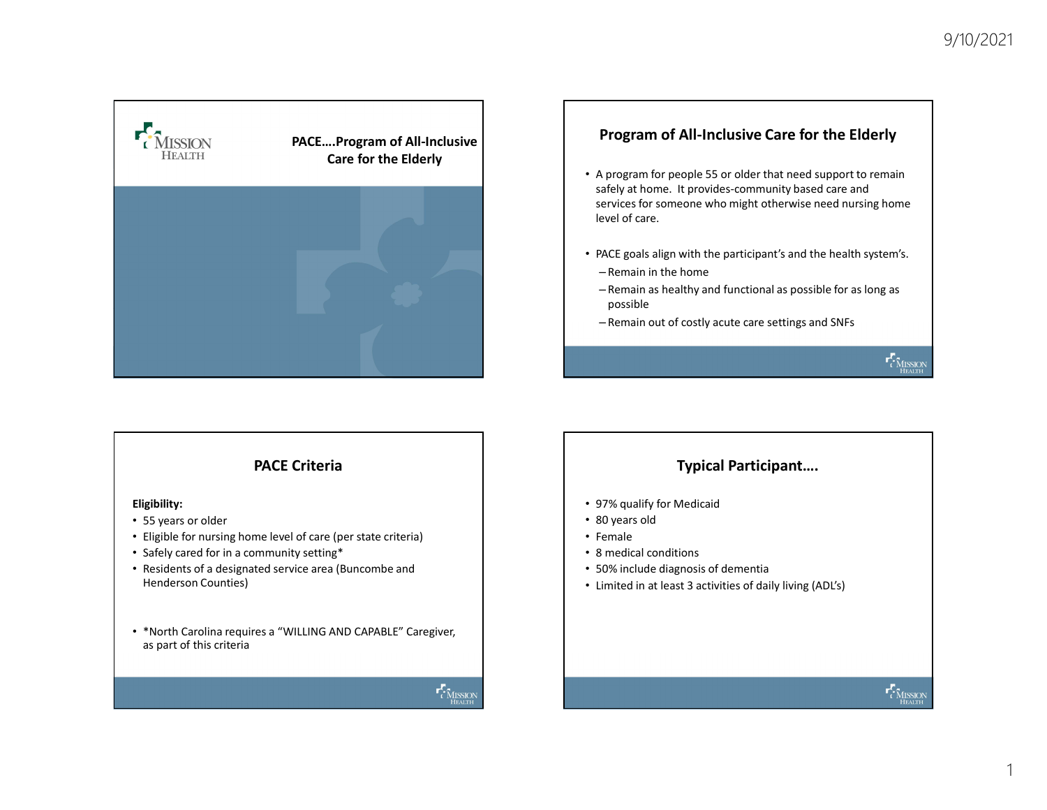# PACE….Program of All-Inclusive Care for the Elderly

## Program of All-Inclusive Care for the Elderly

- A program for people 55 or older that need support to remain safely at home. It provides-community based care and services for someone who might otherwise need nursing home level of care.
- PACE goals align with the participant's and the health system's.
  - Remain in the home
  - Remain as healthy and functional as possible for as long as possible
  - Remain out of costly acute care settings and SNFs

## PACE Criteria

**Eligibility:**

- 55 years or older
- Eligible for nursing home level of care (per state criteria)
- Safely cared for in a community setting*
- Residents of a designated service area (Buncombe and Henderson Counties)

- *North Carolina requires a "WILLING AND CAPABLE" Caregiver, as part of this criteria

## Typical Participant….

- 97% qualify for Medicaid
- 80 years old
- Female
- 8 medical conditions
- 50% include diagnosis of dementia
- Limited in at least 3 activities of daily living (ADL's)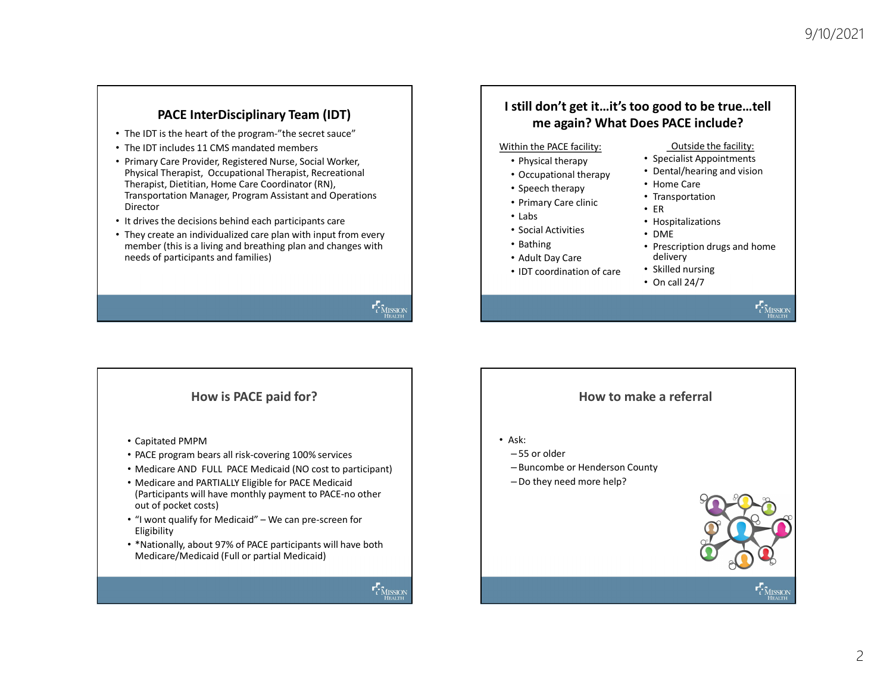## PACE InterDisciplinary Team (IDT)

- The IDT is the heart of the program-"the secret sauce"
- The IDT includes 11 CMS mandated members
- Primary Care Provider, Registered Nurse, Social Worker, Physical Therapist, Occupational Therapist, Recreational Therapist, Dietitian, Home Care Coordinator (RN), Transportation Manager, Program Assistant and Operations Director
- It drives the decisions behind each participants care
- They create an individualized care plan with input from every member (this is a living and breathing plan and changes with needs of participants and families)

## I still don't get it…it's too good to be true…tell me again? What Does PACE include?

Within the PACE facility:

- Physical therapy
- Occupational therapy
- Speech therapy
- Primary Care clinic
- Labs
- Social Activities
- Bathing
- Adult Day Care
- IDT coordination of care

Outside the facility:

- Specialist Appointments
- Dental/hearing and vision
- Home Care
- Transportation
- ER
- Hospitalizations
- DME
- Prescription drugs and home delivery
- Skilled nursing
- On call 24/7

## How is PACE paid for?

- Capitated PMPM
- PACE program bears all risk-covering 100% services
- Medicare AND FULL PACE Medicaid (NO cost to participant)
- Medicare and PARTIALLY Eligible for PACE Medicaid (Participants will have monthly payment to PACE-no other out of pocket costs)
- "I wont qualify for Medicaid" – We can pre-screen for Eligibility
- *Nationally, about 97% of PACE participants will have both Medicare/Medicaid (Full or partial Medicaid)

## How to make a referral

- Ask:
  - 55 or older
  - Buncombe or Henderson County
  - Do they need more help?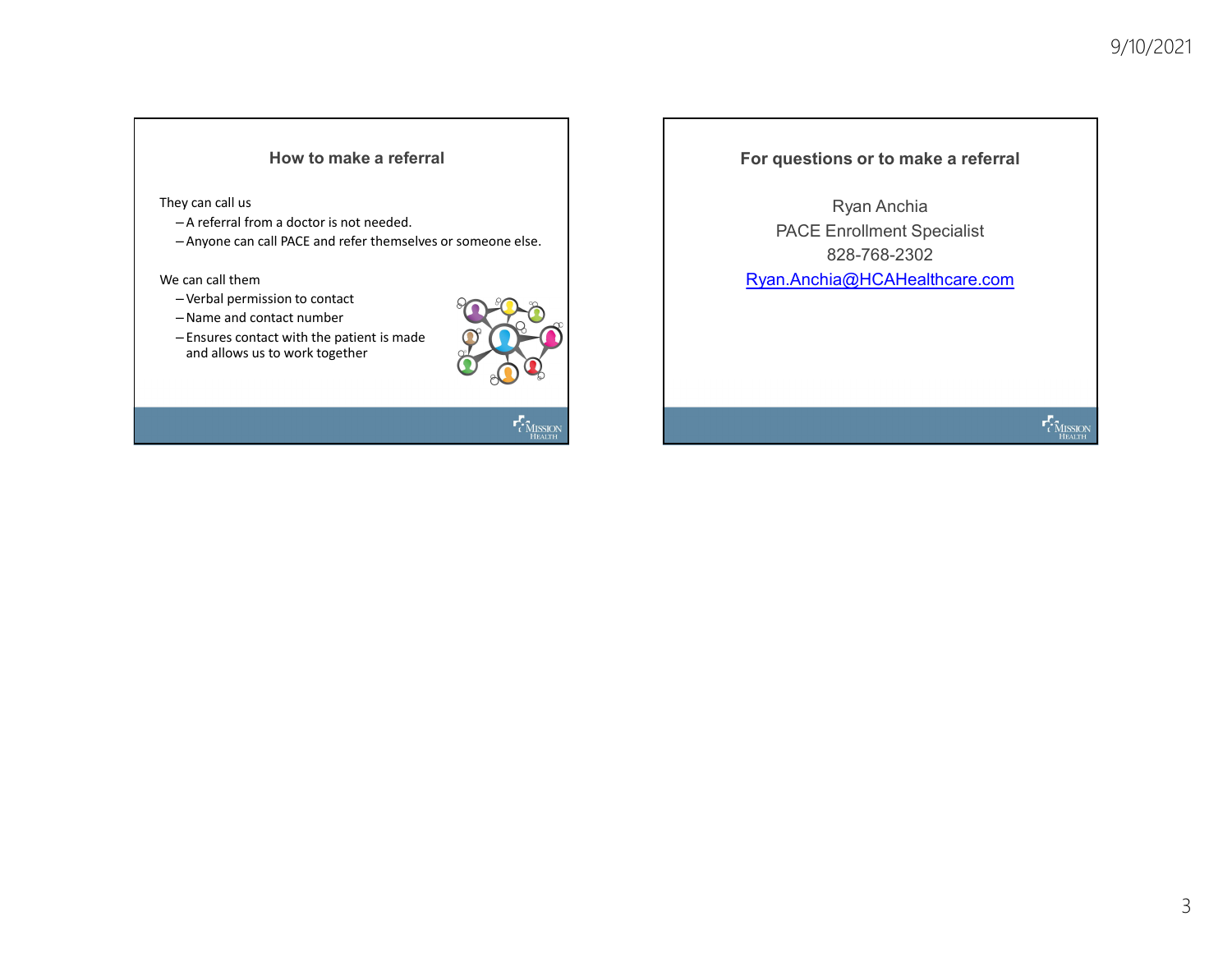## How to make a referral

They can call us

- A referral from a doctor is not needed.
- Anyone can call PACE and refer themselves or someone else.

We can call them

- Verbal permission to contact
- Name and contact number
- Ensures contact with the patient is made and allows us to work together

## For questions or to make a referral

Ryan Anchia
PACE Enrollment Specialist
828-768-2302
Ryan.Anchia@HCAHealthcare.com